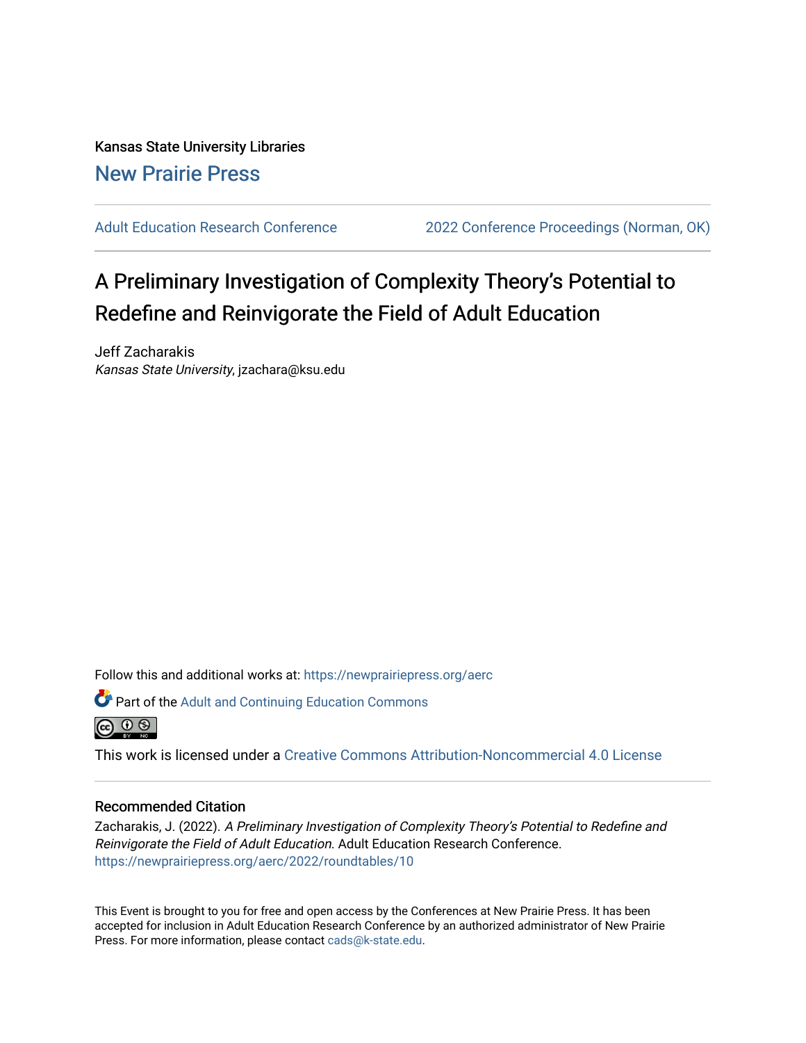Kansas State University Libraries

New Prairie Press

Adult Education Research Conference

2022 Conference Proceedings (Norman, OK)

# A Preliminary Investigation of Complexity Theory's Potential to Redefine and Reinvigorate the Field of Adult Education

Jeff Zacharakis

*Kansas State University*, jzachara@ksu.edu

Follow this and additional works at: https://newprairiepress.org/aerc

Part of the Adult and Continuing Education Commons

This work is licensed under a Creative Commons Attribution-Noncommercial 4.0 License

## Recommended Citation

Zacharakis, J. (2022). *A Preliminary Investigation of Complexity Theory's Potential to Redefine and Reinvigorate the Field of Adult Education.* Adult Education Research Conference. https://newprairiepress.org/aerc/2022/roundtables/10

This Event is brought to you for free and open access by the Conferences at New Prairie Press. It has been accepted for inclusion in Adult Education Research Conference by an authorized administrator of New Prairie Press. For more information, please contact cads@k-state.edu.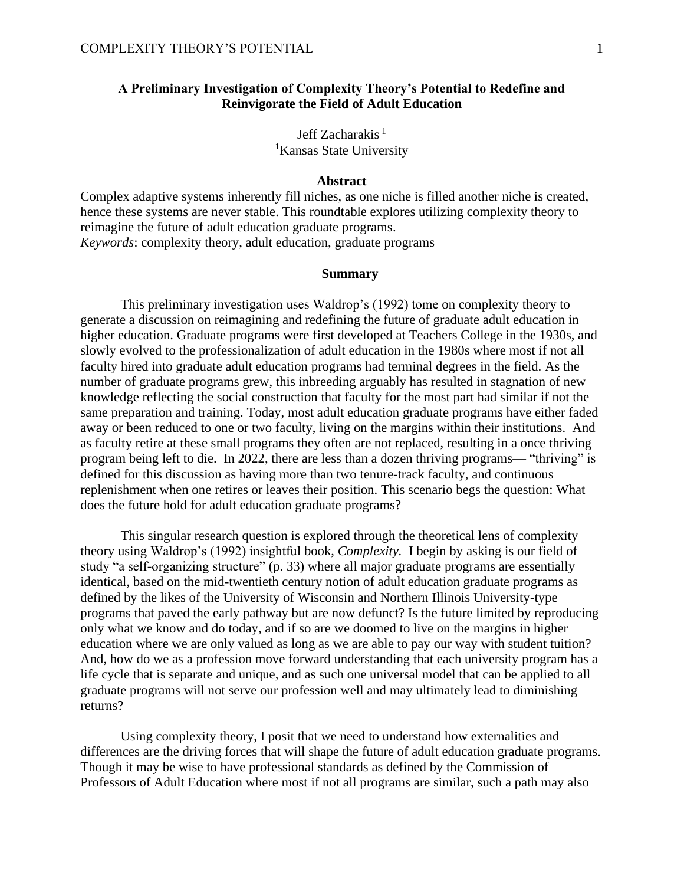**A Preliminary Investigation of Complexity Theory's Potential to Redefine and Reinvigorate the Field of Adult Education**

Jeff Zacharakis[1]
[1]Kansas State University

**Abstract**

Complex adaptive systems inherently fill niches, as one niche is filled another niche is created, hence these systems are never stable. This roundtable explores utilizing complexity theory to reimagine the future of adult education graduate programs.
*Keywords*: complexity theory, adult education, graduate programs

**Summary**

This preliminary investigation uses Waldrop's (1992) tome on complexity theory to generate a discussion on reimagining and redefining the future of graduate adult education in higher education. Graduate programs were first developed at Teachers College in the 1930s, and slowly evolved to the professionalization of adult education in the 1980s where most if not all faculty hired into graduate adult education programs had terminal degrees in the field. As the number of graduate programs grew, this inbreeding arguably has resulted in stagnation of new knowledge reflecting the social construction that faculty for the most part had similar if not the same preparation and training. Today, most adult education graduate programs have either faded away or been reduced to one or two faculty, living on the margins within their institutions. And as faculty retire at these small programs they often are not replaced, resulting in a once thriving program being left to die. In 2022, there are less than a dozen thriving programs— "thriving" is defined for this discussion as having more than two tenure-track faculty, and continuous replenishment when one retires or leaves their position. This scenario begs the question: What does the future hold for adult education graduate programs?

This singular research question is explored through the theoretical lens of complexity theory using Waldrop's (1992) insightful book, *Complexity.* I begin by asking is our field of study "a self-organizing structure" (p. 33) where all major graduate programs are essentially identical, based on the mid-twentieth century notion of adult education graduate programs as defined by the likes of the University of Wisconsin and Northern Illinois University-type programs that paved the early pathway but are now defunct? Is the future limited by reproducing only what we know and do today, and if so are we doomed to live on the margins in higher education where we are only valued as long as we are able to pay our way with student tuition? And, how do we as a profession move forward understanding that each university program has a life cycle that is separate and unique, and as such one universal model that can be applied to all graduate programs will not serve our profession well and may ultimately lead to diminishing returns?

Using complexity theory, I posit that we need to understand how externalities and differences are the driving forces that will shape the future of adult education graduate programs. Though it may be wise to have professional standards as defined by the Commission of Professors of Adult Education where most if not all programs are similar, such a path may also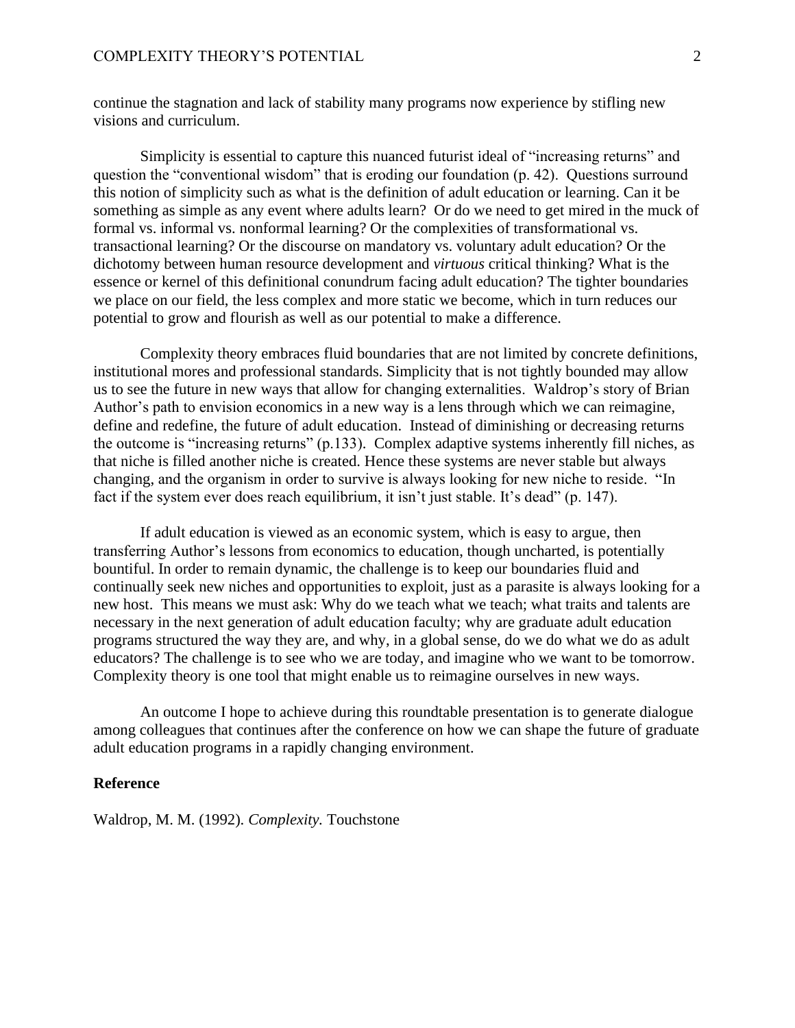continue the stagnation and lack of stability many programs now experience by stifling new visions and curriculum.

Simplicity is essential to capture this nuanced futurist ideal of "increasing returns" and question the "conventional wisdom" that is eroding our foundation (p. 42). Questions surround this notion of simplicity such as what is the definition of adult education or learning. Can it be something as simple as any event where adults learn? Or do we need to get mired in the muck of formal vs. informal vs. nonformal learning? Or the complexities of transformational vs. transactional learning? Or the discourse on mandatory vs. voluntary adult education? Or the dichotomy between human resource development and *virtuous* critical thinking? What is the essence or kernel of this definitional conundrum facing adult education? The tighter boundaries we place on our field, the less complex and more static we become, which in turn reduces our potential to grow and flourish as well as our potential to make a difference.

Complexity theory embraces fluid boundaries that are not limited by concrete definitions, institutional mores and professional standards. Simplicity that is not tightly bounded may allow us to see the future in new ways that allow for changing externalities. Waldrop's story of Brian Author's path to envision economics in a new way is a lens through which we can reimagine, define and redefine, the future of adult education. Instead of diminishing or decreasing returns the outcome is "increasing returns" (p.133). Complex adaptive systems inherently fill niches, as that niche is filled another niche is created. Hence these systems are never stable but always changing, and the organism in order to survive is always looking for new niche to reside. "In fact if the system ever does reach equilibrium, it isn't just stable. It's dead" (p. 147).

If adult education is viewed as an economic system, which is easy to argue, then transferring Author's lessons from economics to education, though uncharted, is potentially bountiful. In order to remain dynamic, the challenge is to keep our boundaries fluid and continually seek new niches and opportunities to exploit, just as a parasite is always looking for a new host. This means we must ask: Why do we teach what we teach; what traits and talents are necessary in the next generation of adult education faculty; why are graduate adult education programs structured the way they are, and why, in a global sense, do we do what we do as adult educators? The challenge is to see who we are today, and imagine who we want to be tomorrow. Complexity theory is one tool that might enable us to reimagine ourselves in new ways.

An outcome I hope to achieve during this roundtable presentation is to generate dialogue among colleagues that continues after the conference on how we can shape the future of graduate adult education programs in a rapidly changing environment.

## Reference

Waldrop, M. M. (1992). *Complexity.* Touchstone